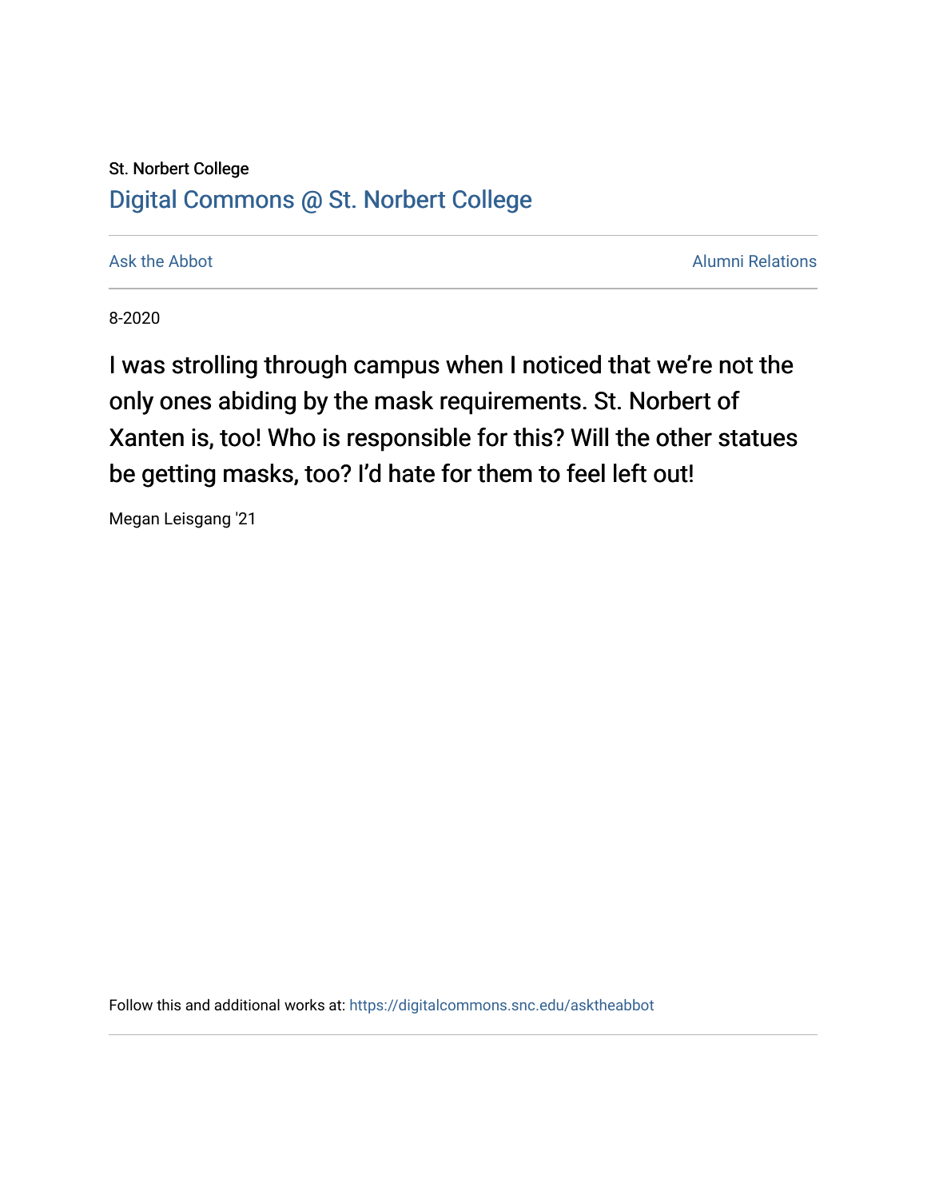St. Norbert College

Digital Commons @ St. Norbert College

Ask the Abbot | Alumni Relations

8-2020

# I was strolling through campus when I noticed that we're not the only ones abiding by the mask requirements. St. Norbert of Xanten is, too! Who is responsible for this? Will the other statues be getting masks, too? I'd hate for them to feel left out!

Megan Leisgang '21

Follow this and additional works at: https://digitalcommons.snc.edu/asktheabbot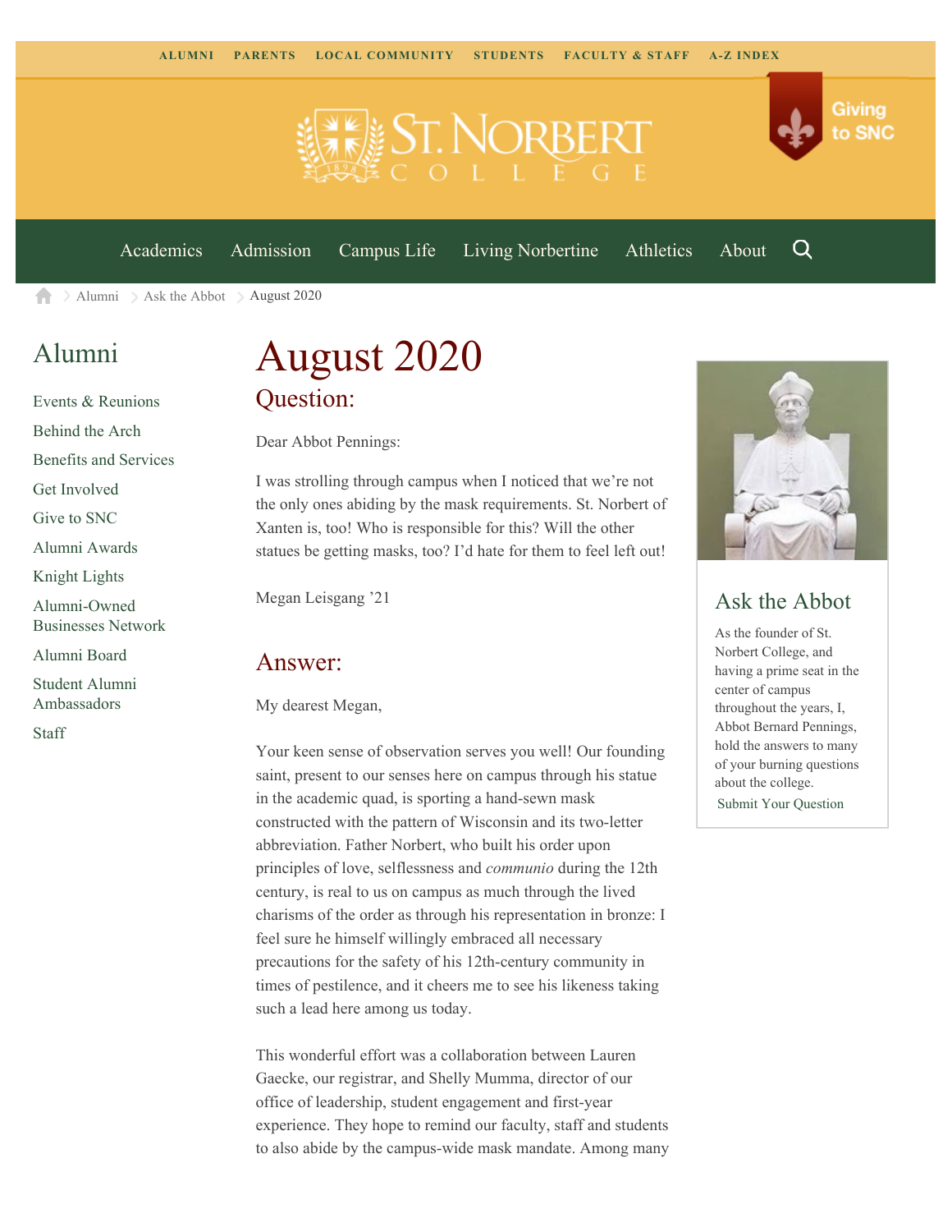ALUMNI PARENTS LOCAL COMMUNITY STUDENTS FACULTY & STAFF A-Z INDEX

Giving to SNC

Academics Admission Campus Life Living Norbertine Athletics About

Alumni > Ask the Abbot > August 2020

## Alumni

- Events & Reunions
- Behind the Arch
- Benefits and Services
- Get Involved
- Give to SNC
- Alumni Awards
- Knight Lights
- Alumni-Owned Businesses Network
- Alumni Board
- Student Alumni Ambassadors
- Staff

# August 2020

## Question:

Dear Abbot Pennings:

I was strolling through campus when I noticed that we're not the only ones abiding by the mask requirements. St. Norbert of Xanten is, too! Who is responsible for this? Will the other statues be getting masks, too? I'd hate for them to feel left out!

Megan Leisgang '21

## Answer:

My dearest Megan,

Your keen sense of observation serves you well! Our founding saint, present to our senses here on campus through his statue in the academic quad, is sporting a hand-sewn mask constructed with the pattern of Wisconsin and its two-letter abbreviation. Father Norbert, who built his order upon principles of love, selflessness and *communio* during the 12th century, is real to us on campus as much through the lived charisms of the order as through his representation in bronze: I feel sure he himself willingly embraced all necessary precautions for the safety of his 12th-century community in times of pestilence, and it cheers me to see his likeness taking such a lead here among us today.

This wonderful effort was a collaboration between Lauren Gaecke, our registrar, and Shelly Mumma, director of our office of leadership, student engagement and first-year experience. They hope to remind our faculty, staff and students to also abide by the campus-wide mask mandate. Among many

## Ask the Abbot

As the founder of St. Norbert College, and having a prime seat in the center of campus throughout the years, I, Abbot Bernard Pennings, hold the answers to many of your burning questions about the college.

Submit Your Question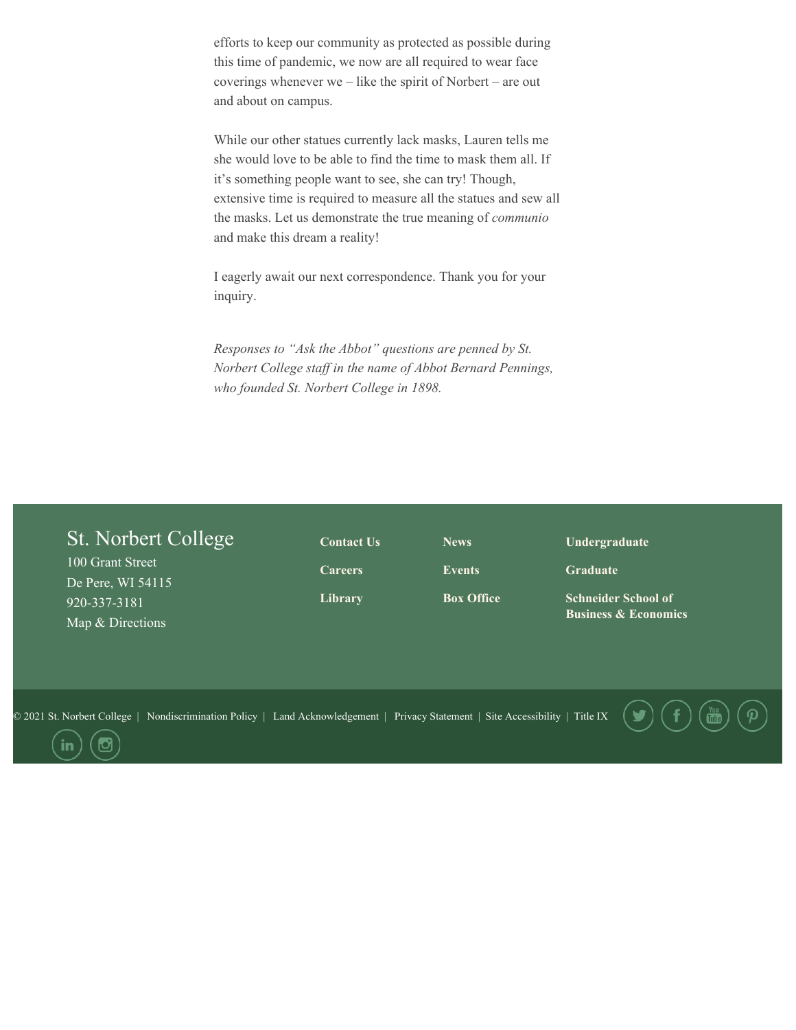efforts to keep our community as protected as possible during this time of pandemic, we now are all required to wear face coverings whenever we – like the spirit of Norbert – are out and about on campus.

While our other statues currently lack masks, Lauren tells me she would love to be able to find the time to mask them all. If it's something people want to see, she can try! Though, extensive time is required to measure all the statues and sew all the masks. Let us demonstrate the true meaning of *communio* and make this dream a reality!

I eagerly await our next correspondence. Thank you for your inquiry.

*Responses to "Ask the Abbot" questions are penned by St. Norbert College staff in the name of Abbot Bernard Pennings, who founded St. Norbert College in 1898.*

St. Norbert College
100 Grant Street
De Pere, WI 54115
920-337-3181
Map & Directions

**Contact Us**
**Careers**
**Library**
**News**
**Events**
**Box Office**
**Undergraduate**
**Graduate**
**Schneider School of Business & Economics**

© 2021 St. Norbert College | Nondiscrimination Policy | Land Acknowledgement | Privacy Statement | Site Accessibility | Title IX